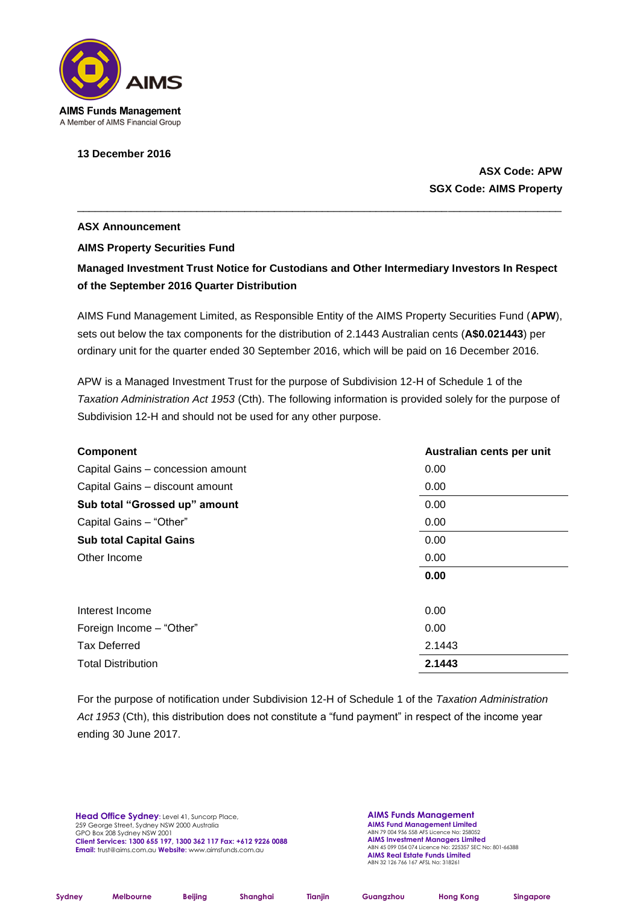**AIMS Funds Management**
A Member of AIMS Financial Group

**13 December 2016**

**ASX Code: APW**
**SGX Code: AIMS Property**

---

**ASX Announcement**

**AIMS Property Securities Fund**

**Managed Investment Trust Notice for Custodians and Other Intermediary Investors In Respect of the September 2016 Quarter Distribution**

AIMS Fund Management Limited, as Responsible Entity of the AIMS Property Securities Fund (**APW**), sets out below the tax components for the distribution of 2.1443 Australian cents (**A$0.021443**) per ordinary unit for the quarter ended 30 September 2016, which will be paid on 16 December 2016.

APW is a Managed Investment Trust for the purpose of Subdivision 12-H of Schedule 1 of the *Taxation Administration Act 1953* (Cth). The following information is provided solely for the purpose of Subdivision 12-H and should not be used for any other purpose.

| Component | Australian cents per unit |
|---|---|
| Capital Gains – concession amount | 0.00 |
| Capital Gains – discount amount | 0.00 |
| **Sub total "Grossed up" amount** | 0.00 |
| Capital Gains – "Other" | 0.00 |
| **Sub total Capital Gains** | 0.00 |
| Other Income | 0.00 |
| | **0.00** |
| | |
| Interest Income | 0.00 |
| Foreign Income – "Other" | 0.00 |
| Tax Deferred | 2.1443 |
| Total Distribution | **2.1443** |

For the purpose of notification under Subdivision 12-H of Schedule 1 of the *Taxation Administration Act 1953* (Cth), this distribution does not constitute a "fund payment" in respect of the income year ending 30 June 2017.

**Head Office Sydney**: Level 41, Suncorp Place, 259 George Street, Sydney NSW 2000 Australia
GPO Box 208 Sydney NSW 2001
**Client Services: 1300 655 197, 1300 362 117 Fax: +612 9226 0088**
**Email:** trust@aims.com.au **Website:** www.aimsfunds.com.au

**AIMS Funds Management**
**AIMS Fund Management Limited**
ABN 79 004 956 558 AFS Licence No: 258052
**AIMS Investment Managers Limited**
ABN 45 099 054 074 Licence No: 225357 SEC No: 801-66388
**AIMS Real Estate Funds Limited**
ABN 32 126 766 167 AFSL No: 318261

Sydney Melbourne Beijing Shanghai Tianjin Guangzhou Hong Kong Singapore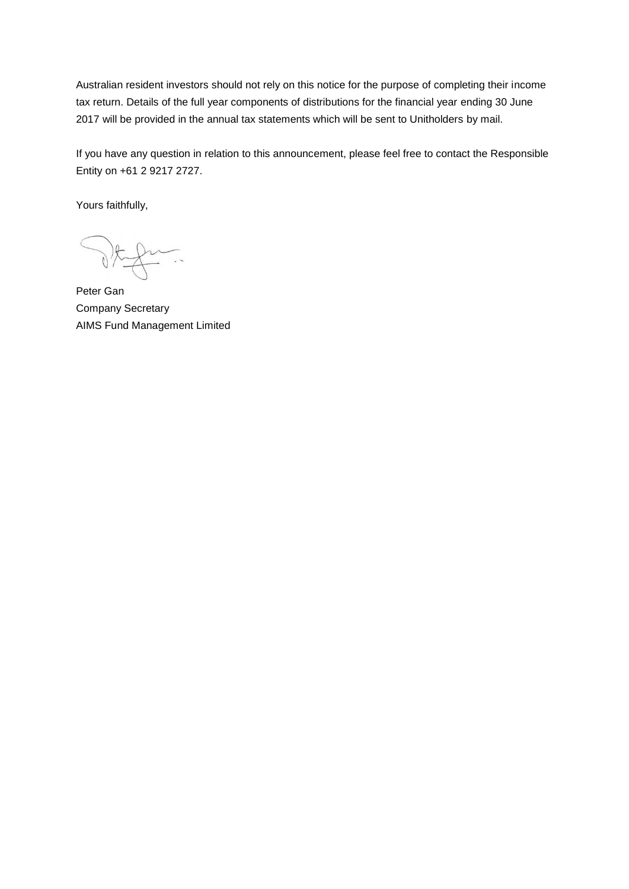Australian resident investors should not rely on this notice for the purpose of completing their income tax return. Details of the full year components of distributions for the financial year ending 30 June 2017 will be provided in the annual tax statements which will be sent to Unitholders by mail.

If you have any question in relation to this announcement, please feel free to contact the Responsible Entity on +61 2 9217 2727.

Yours faithfully,

Peter Gan
Company Secretary
AIMS Fund Management Limited